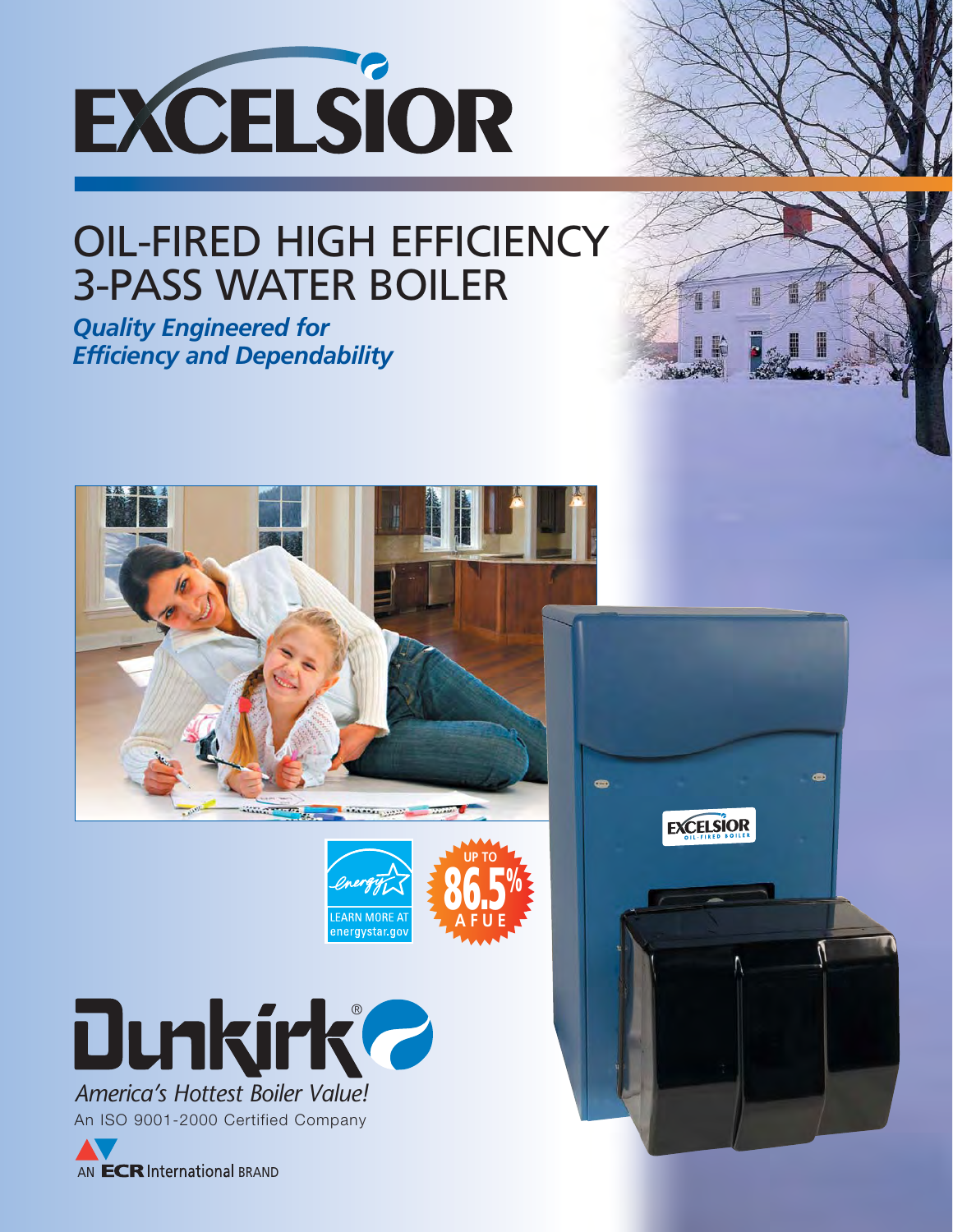# EXCELSIOR

## OIL-FIRED HIGH EFFICIENCY 3-PASS WATER BOILER

***Quality Engineered for Efficiency and Dependability***

LEARN MORE AT energystar.gov

UP TO 86.5% AFUE

EXCELSIOR OIL-FIRED BOILER

Dunkirk®

*America's Hottest Boiler Value!*

An ISO 9001-2000 Certified Company

AN ECR International BRAND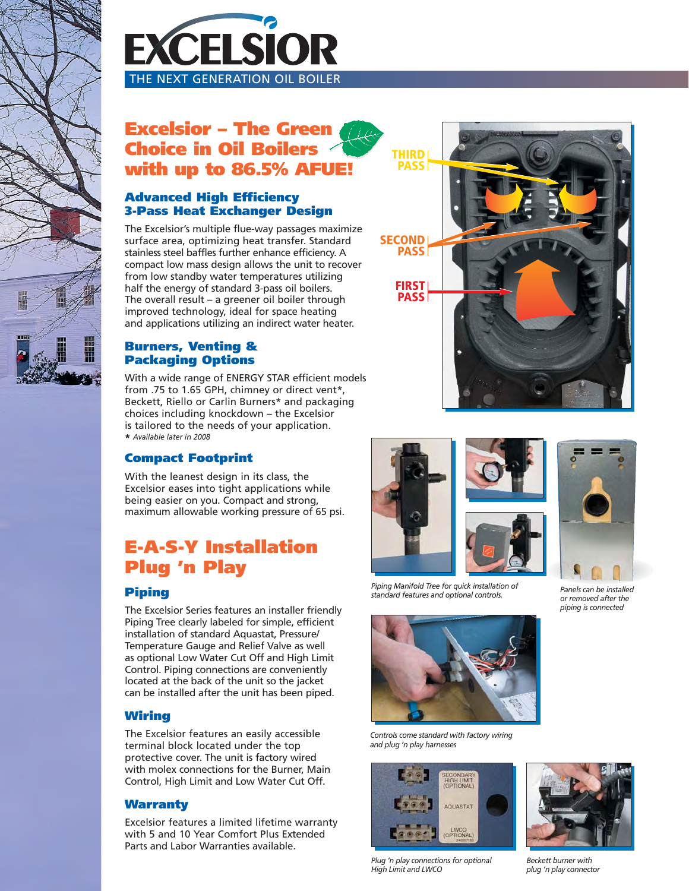# EXCELSIOR

THE NEXT GENERATION OIL BOILER

## Excelsior – The Green Choice in Oil Boilers with up to 86.5% AFUE!

### Advanced High Efficiency 3-Pass Heat Exchanger Design

The Excelsior's multiple flue-way passages maximize surface area, optimizing heat transfer. Standard stainless steel baffles further enhance efficiency. A compact low mass design allows the unit to recover from low standby water temperatures utilizing half the energy of standard 3-pass oil boilers. The overall result – a greener oil boiler through improved technology, ideal for space heating and applications utilizing an indirect water heater.

### Burners, Venting & Packaging Options

With a wide range of ENERGY STAR efficient models from .75 to 1.65 GPH, chimney or direct vent*, Beckett, Riello or Carlin Burners* and packaging choices including knockdown – the Excelsior is tailored to the needs of your application.

*\* Available later in 2008*

### Compact Footprint

With the leanest design in its class, the Excelsior eases into tight applications while being easier on you. Compact and strong, maximum allowable working pressure of 65 psi.

THIRD PASS

SECOND PASS

FIRST PASS

## E-A-S-Y Installation Plug 'n Play

### Piping

The Excelsior Series features an installer friendly Piping Tree clearly labeled for simple, efficient installation of standard Aquastat, Pressure/Temperature Gauge and Relief Valve as well as optional Low Water Cut Off and High Limit Control. Piping connections are conveniently located at the back of the unit so the jacket can be installed after the unit has been piped.

### Wiring

The Excelsior features an easily accessible terminal block located under the top protective cover. The unit is factory wired with molex connections for the Burner, Main Control, High Limit and Low Water Cut Off.

### Warranty

Excelsior features a limited lifetime warranty with 5 and 10 Year Comfort Plus Extended Parts and Labor Warranties available.

*Piping Manifold Tree for quick installation of standard features and optional controls.*

*Panels can be installed or removed after the piping is connected*

*Controls come standard with factory wiring and plug 'n play harnesses*

SECONDARY HIGH LIMIT (OPTIONAL)

AQUASTAT

LWCO (OPTIONAL)

*Plug 'n play connections for optional High Limit and LWCO*

*Beckett burner with plug 'n play connector*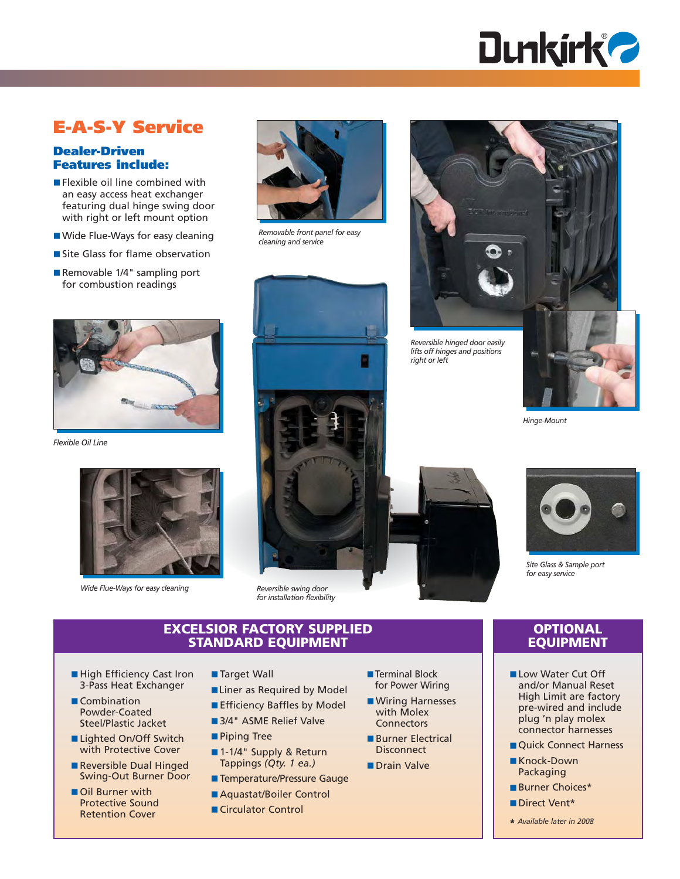## E-A-S-Y Service

### Dealer-Driven Features include:

- Flexible oil line combined with an easy access heat exchanger featuring dual hinge swing door with right or left mount option
- Wide Flue-Ways for easy cleaning
- Site Glass for flame observation
- Removable 1/4" sampling port for combustion readings

*Removable front panel for easy cleaning and service*

*Reversible hinged door easily lifts off hinges and positions right or left*

*Hinge-Mount*

*Flexible Oil Line*

*Wide Flue-Ways for easy cleaning*

*Reversible swing door for installation flexibility*

*Site Glass & Sample port for easy service*

## EXCELSIOR FACTORY SUPPLIED STANDARD EQUIPMENT

- High Efficiency Cast Iron 3-Pass Heat Exchanger
- Combination Powder-Coated Steel/Plastic Jacket
- Lighted On/Off Switch with Protective Cover
- Reversible Dual Hinged Swing-Out Burner Door
- Oil Burner with Protective Sound Retention Cover
- Target Wall
- Liner as Required by Model
- Efficiency Baffles by Model
- 3/4" ASME Relief Valve
- Piping Tree
- 1-1/4" Supply & Return Tappings *(Qty. 1 ea.)*
- Temperature/Pressure Gauge
- Aquastat/Boiler Control
- Circulator Control
- Terminal Block for Power Wiring
- Wiring Harnesses with Molex Connectors
- Burner Electrical Disconnect
- Drain Valve

## OPTIONAL EQUIPMENT

- Low Water Cut Off and/or Manual Reset High Limit are factory pre-wired and include plug 'n play molex connector harnesses
- Quick Connect Harness
- Knock-Down Packaging
- Burner Choices*
- Direct Vent*

\* *Available later in 2008*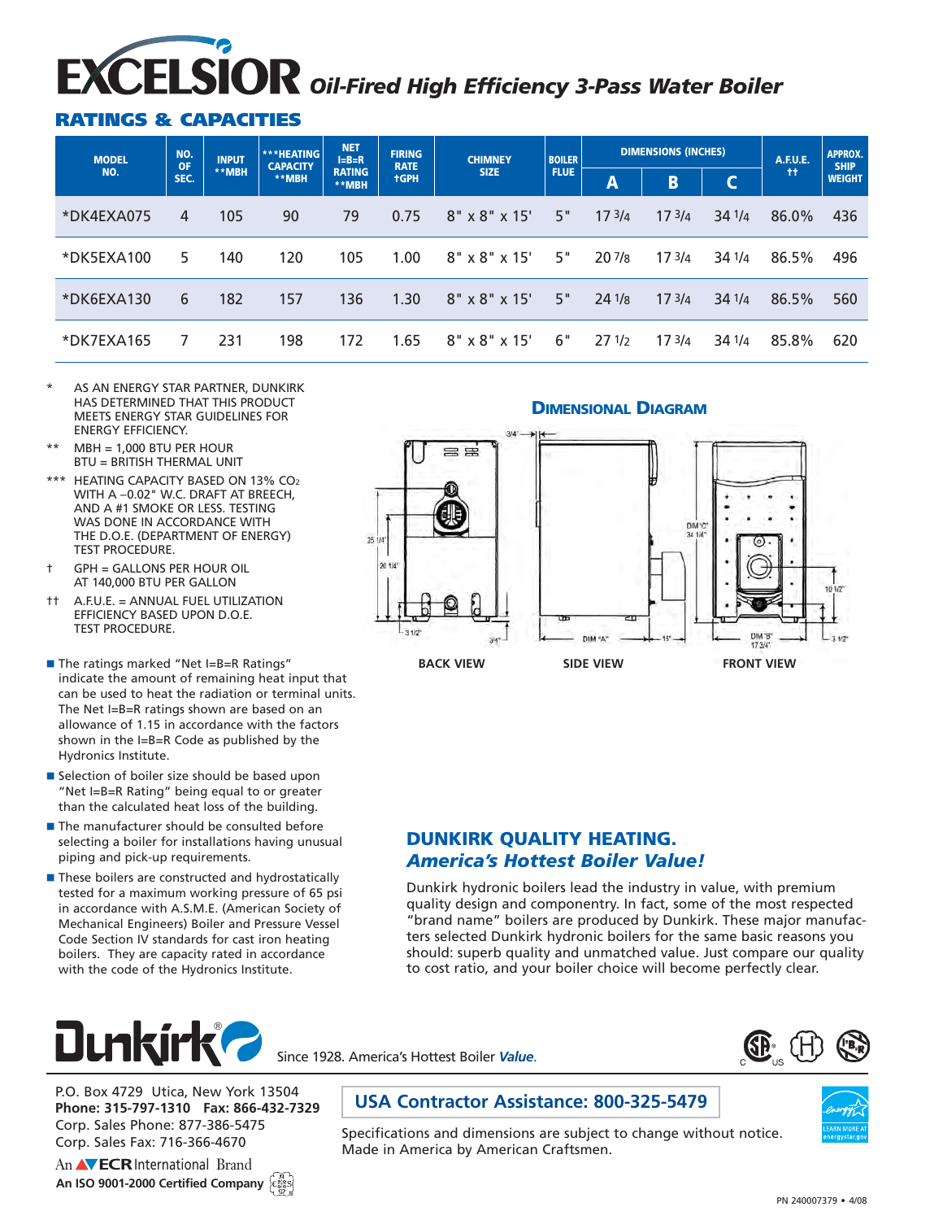# EXCELSIOR *Oil-Fired High Efficiency 3-Pass Water Boiler*

## RATINGS & CAPACITIES

| MODEL NO. | NO. OF SEC. | INPUT **MBH | ***HEATING CAPACITY **MBH | NET I=B=R RATING **MBH | FIRING RATE †GPH | CHIMNEY SIZE | BOILER FLUE | DIMENSIONS (INCHES) | | | A.F.U.E. †† | APPROX. SHIP WEIGHT |
|---|---|---|---|---|---|---|---|---|---|---|---|---|
| | | | | | | | | A | B | C | | |
| *DK4EXA075 | 4 | 105 | 90 | 79 | 0.75 | 8" x 8" x 15' | 5" | 17 3/4 | 17 3/4 | 34 1/4 | 86.0% | 436 |
| *DK5EXA100 | 5 | 140 | 120 | 105 | 1.00 | 8" x 8" x 15' | 5" | 20 7/8 | 17 3/4 | 34 1/4 | 86.5% | 496 |
| *DK6EXA130 | 6 | 182 | 157 | 136 | 1.30 | 8" x 8" x 15' | 5" | 24 1/8 | 17 3/4 | 34 1/4 | 86.5% | 560 |
| *DK7EXA165 | 7 | 231 | 198 | 172 | 1.65 | 8" x 8" x 15' | 6" | 27 1/2 | 17 3/4 | 34 1/4 | 85.8% | 620 |

\* AS AN ENERGY STAR PARTNER, DUNKIRK HAS DETERMINED THAT THIS PRODUCT MEETS ENERGY STAR GUIDELINES FOR ENERGY EFFICIENCY.

** MBH = 1,000 BTU PER HOUR
BTU = BRITISH THERMAL UNIT

*** HEATING CAPACITY BASED ON 13% $CO_2$ WITH A –0.02" W.C. DRAFT AT BREECH, AND A #1 SMOKE OR LESS. TESTING WAS DONE IN ACCORDANCE WITH THE D.O.E. (DEPARTMENT OF ENERGY) TEST PROCEDURE.

† GPH = GALLONS PER HOUR OIL AT 140,000 BTU PER GALLON

†† A.F.U.E. = ANNUAL FUEL UTILIZATION EFFICIENCY BASED UPON D.O.E. TEST PROCEDURE.

- The ratings marked "Net I=B=R Ratings" indicate the amount of remaining heat input that can be used to heat the radiation or terminal units. The Net I=B=R ratings shown are based on an allowance of 1.15 in accordance with the factors shown in the I=B=R Code as published by the Hydronics Institute.
- Selection of boiler size should be based upon "Net I=B=R Rating" being equal to or greater than the calculated heat loss of the building.
- The manufacturer should be consulted before selecting a boiler for installations having unusual piping and pick-up requirements.
- These boilers are constructed and hydrostatically tested for a maximum working pressure of 65 psi in accordance with A.S.M.E. (American Society of Mechanical Engineers) Boiler and Pressure Vessel Code Section IV standards for cast iron heating boilers. They are capacity rated in accordance with the code of the Hydronics Institute.

## DIMENSIONAL DIAGRAM

3/4"
35 1/4"
20 1/4"
3 1/2"
3/4"
DIM "A"
15"
DIM "C" 34 1/4"
10 1/2"
DIM "B" 17 3/4"
3 1/2"

BACK VIEW SIDE VIEW FRONT VIEW

## DUNKIRK QUALITY HEATING.
### *America's Hottest Boiler Value!*

Dunkirk hydronic boilers lead the industry in value, with premium quality design and componentry. In fact, some of the most respected "brand name" boilers are produced by Dunkirk. These major manufacters selected Dunkirk hydronic boilers for the same basic reasons you should: superb quality and unmatched value. Just compare our quality to cost ratio, and your boiler choice will become perfectly clear.

Dunkirk® Since 1928. America's Hottest Boiler *Value*.

P.O. Box 4729 Utica, New York 13504
**Phone: 315-797-1310 Fax: 866-432-7329**
Corp. Sales Phone: 877-386-5475
Corp. Sales Fax: 716-366-4670

An ECR International Brand
**An ISO 9001-2000 Certified Company**

**USA Contractor Assistance: 800-325-5479**

Specifications and dimensions are subject to change without notice.
Made in America by American Craftsmen.

PN 240007379 • 4/08